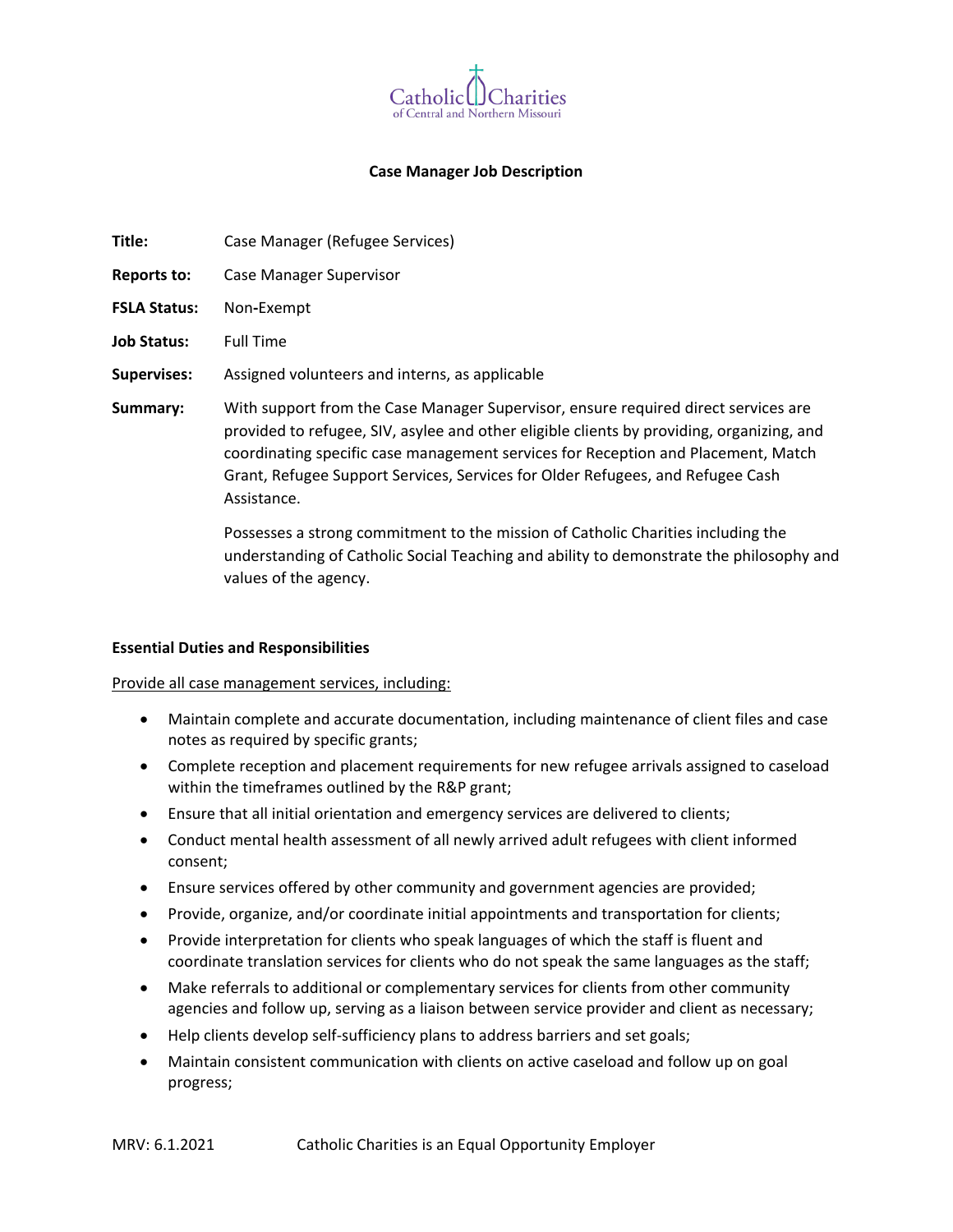Catholic Charities of Central and Northern Missouri

# Case Manager Job Description

**Title:** Case Manager (Refugee Services)

**Reports to:** Case Manager Supervisor

**FSLA Status:** Non-Exempt

**Job Status:** Full Time

**Supervises:** Assigned volunteers and interns, as applicable

**Summary:** With support from the Case Manager Supervisor, ensure required direct services are provided to refugee, SIV, asylee and other eligible clients by providing, organizing, and coordinating specific case management services for Reception and Placement, Match Grant, Refugee Support Services, Services for Older Refugees, and Refugee Cash Assistance.

Possesses a strong commitment to the mission of Catholic Charities including the understanding of Catholic Social Teaching and ability to demonstrate the philosophy and values of the agency.

## Essential Duties and Responsibilities

<u>Provide all case management services, including:</u>

- Maintain complete and accurate documentation, including maintenance of client files and case notes as required by specific grants;
- Complete reception and placement requirements for new refugee arrivals assigned to caseload within the timeframes outlined by the R&P grant;
- Ensure that all initial orientation and emergency services are delivered to clients;
- Conduct mental health assessment of all newly arrived adult refugees with client informed consent;
- Ensure services offered by other community and government agencies are provided;
- Provide, organize, and/or coordinate initial appointments and transportation for clients;
- Provide interpretation for clients who speak languages of which the staff is fluent and coordinate translation services for clients who do not speak the same languages as the staff;
- Make referrals to additional or complementary services for clients from other community agencies and follow up, serving as a liaison between service provider and client as necessary;
- Help clients develop self-sufficiency plans to address barriers and set goals;
- Maintain consistent communication with clients on active caseload and follow up on goal progress;

MRV: 6.1.2021 Catholic Charities is an Equal Opportunity Employer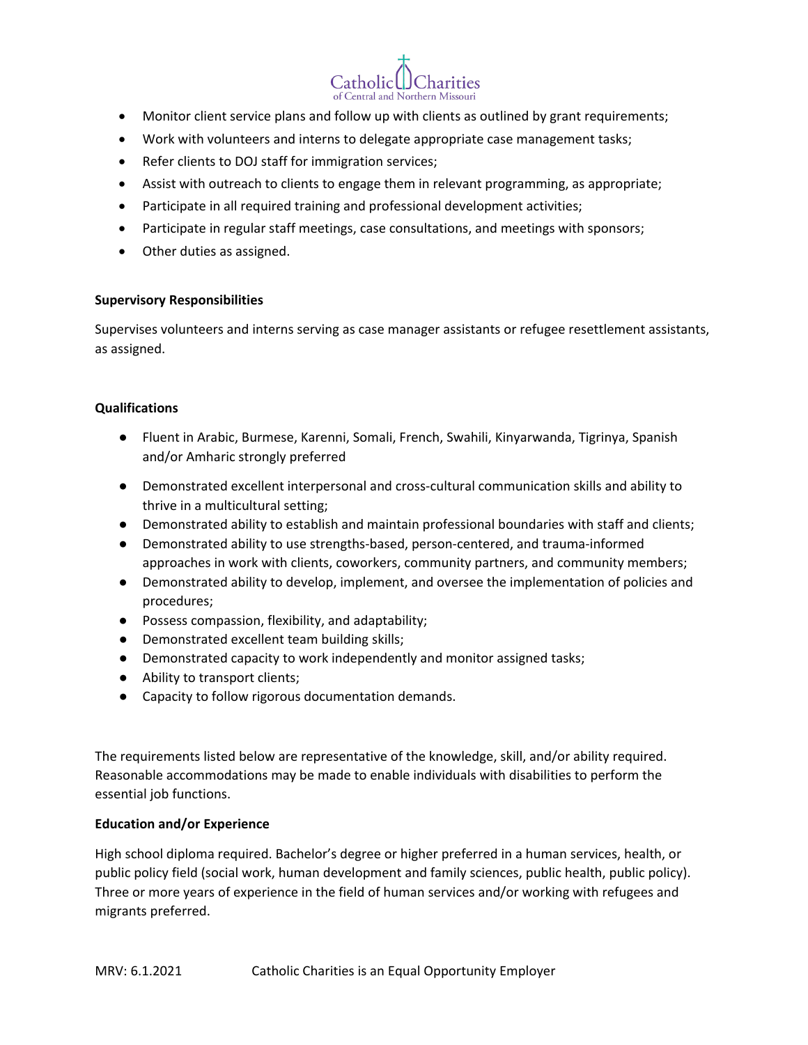- Monitor client service plans and follow up with clients as outlined by grant requirements;
- Work with volunteers and interns to delegate appropriate case management tasks;
- Refer clients to DOJ staff for immigration services;
- Assist with outreach to clients to engage them in relevant programming, as appropriate;
- Participate in all required training and professional development activities;
- Participate in regular staff meetings, case consultations, and meetings with sponsors;
- Other duties as assigned.

**Supervisory Responsibilities**

Supervises volunteers and interns serving as case manager assistants or refugee resettlement assistants, as assigned.

**Qualifications**

- Fluent in Arabic, Burmese, Karenni, Somali, French, Swahili, Kinyarwanda, Tigrinya, Spanish and/or Amharic strongly preferred
- Demonstrated excellent interpersonal and cross-cultural communication skills and ability to thrive in a multicultural setting;
- Demonstrated ability to establish and maintain professional boundaries with staff and clients;
- Demonstrated ability to use strengths-based, person-centered, and trauma-informed approaches in work with clients, coworkers, community partners, and community members;
- Demonstrated ability to develop, implement, and oversee the implementation of policies and procedures;
- Possess compassion, flexibility, and adaptability;
- Demonstrated excellent team building skills;
- Demonstrated capacity to work independently and monitor assigned tasks;
- Ability to transport clients;
- Capacity to follow rigorous documentation demands.

The requirements listed below are representative of the knowledge, skill, and/or ability required. Reasonable accommodations may be made to enable individuals with disabilities to perform the essential job functions.

**Education and/or Experience**

High school diploma required. Bachelor's degree or higher preferred in a human services, health, or public policy field (social work, human development and family sciences, public health, public policy). Three or more years of experience in the field of human services and/or working with refugees and migrants preferred.

MRV: 6.1.2021 Catholic Charities is an Equal Opportunity Employer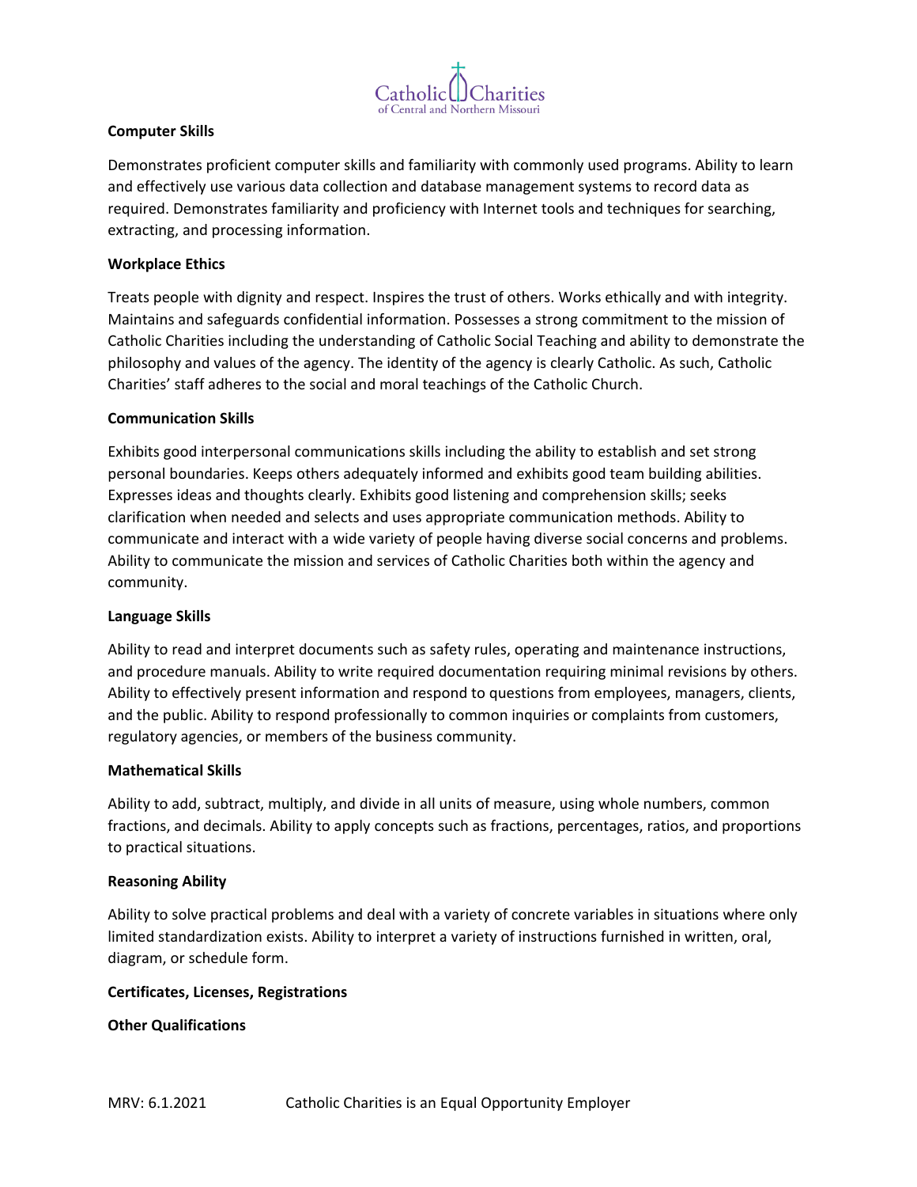**Computer Skills**

Demonstrates proficient computer skills and familiarity with commonly used programs. Ability to learn and effectively use various data collection and database management systems to record data as required. Demonstrates familiarity and proficiency with Internet tools and techniques for searching, extracting, and processing information.

**Workplace Ethics**

Treats people with dignity and respect. Inspires the trust of others. Works ethically and with integrity. Maintains and safeguards confidential information. Possesses a strong commitment to the mission of Catholic Charities including the understanding of Catholic Social Teaching and ability to demonstrate the philosophy and values of the agency. The identity of the agency is clearly Catholic. As such, Catholic Charities' staff adheres to the social and moral teachings of the Catholic Church.

**Communication Skills**

Exhibits good interpersonal communications skills including the ability to establish and set strong personal boundaries. Keeps others adequately informed and exhibits good team building abilities. Expresses ideas and thoughts clearly. Exhibits good listening and comprehension skills; seeks clarification when needed and selects and uses appropriate communication methods. Ability to communicate and interact with a wide variety of people having diverse social concerns and problems. Ability to communicate the mission and services of Catholic Charities both within the agency and community.

**Language Skills**

Ability to read and interpret documents such as safety rules, operating and maintenance instructions, and procedure manuals. Ability to write required documentation requiring minimal revisions by others. Ability to effectively present information and respond to questions from employees, managers, clients, and the public. Ability to respond professionally to common inquiries or complaints from customers, regulatory agencies, or members of the business community.

**Mathematical Skills**

Ability to add, subtract, multiply, and divide in all units of measure, using whole numbers, common fractions, and decimals. Ability to apply concepts such as fractions, percentages, ratios, and proportions to practical situations.

**Reasoning Ability**

Ability to solve practical problems and deal with a variety of concrete variables in situations where only limited standardization exists. Ability to interpret a variety of instructions furnished in written, oral, diagram, or schedule form.

**Certificates, Licenses, Registrations**

**Other Qualifications**

MRV: 6.1.2021 Catholic Charities is an Equal Opportunity Employer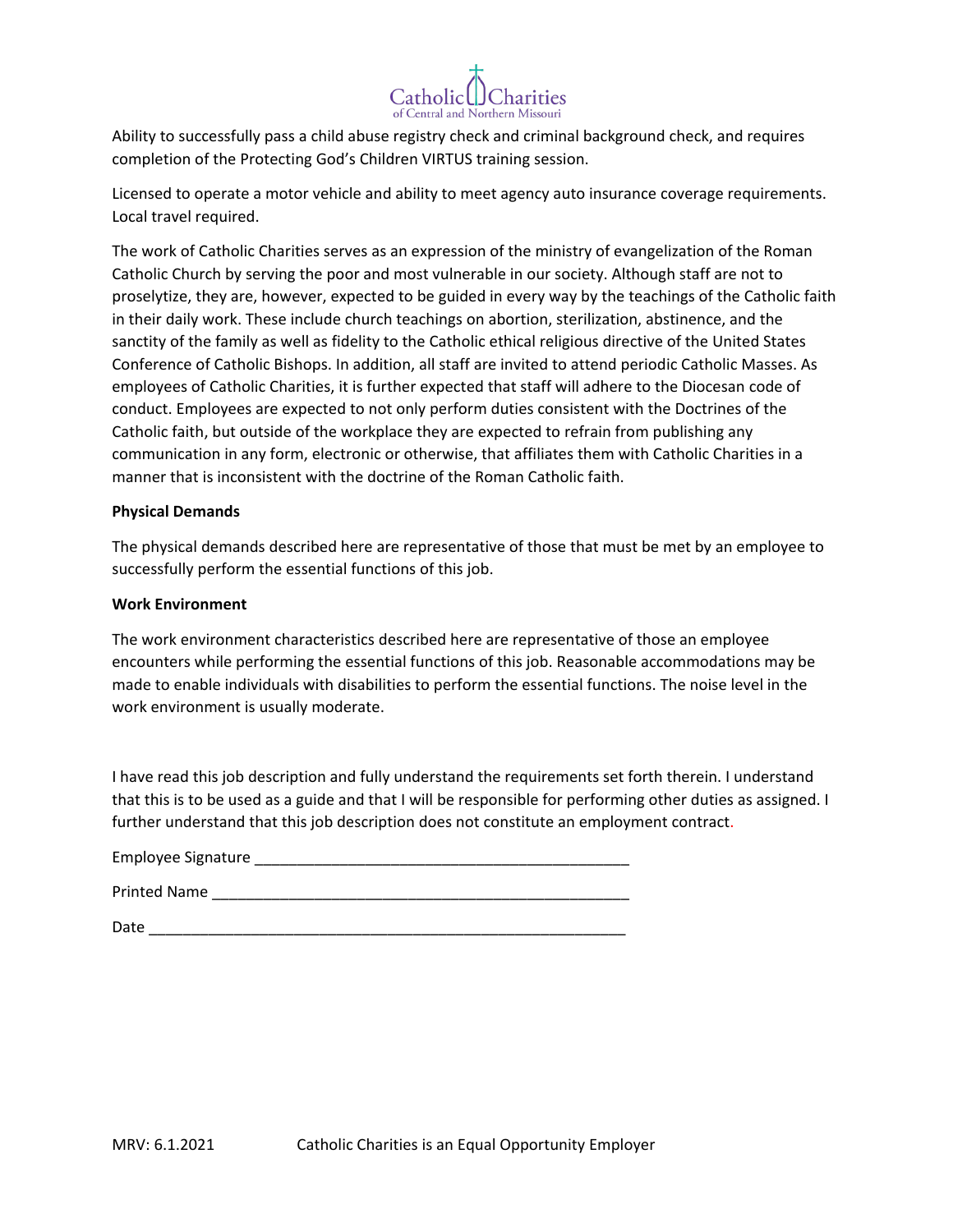Ability to successfully pass a child abuse registry check and criminal background check, and requires completion of the Protecting God's Children VIRTUS training session.

Licensed to operate a motor vehicle and ability to meet agency auto insurance coverage requirements. Local travel required.

The work of Catholic Charities serves as an expression of the ministry of evangelization of the Roman Catholic Church by serving the poor and most vulnerable in our society. Although staff are not to proselytize, they are, however, expected to be guided in every way by the teachings of the Catholic faith in their daily work. These include church teachings on abortion, sterilization, abstinence, and the sanctity of the family as well as fidelity to the Catholic ethical religious directive of the United States Conference of Catholic Bishops. In addition, all staff are invited to attend periodic Catholic Masses. As employees of Catholic Charities, it is further expected that staff will adhere to the Diocesan code of conduct. Employees are expected to not only perform duties consistent with the Doctrines of the Catholic faith, but outside of the workplace they are expected to refrain from publishing any communication in any form, electronic or otherwise, that affiliates them with Catholic Charities in a manner that is inconsistent with the doctrine of the Roman Catholic faith.

**Physical Demands**

The physical demands described here are representative of those that must be met by an employee to successfully perform the essential functions of this job.

**Work Environment**

The work environment characteristics described here are representative of those an employee encounters while performing the essential functions of this job. Reasonable accommodations may be made to enable individuals with disabilities to perform the essential functions. The noise level in the work environment is usually moderate.

I have read this job description and fully understand the requirements set forth therein. I understand that this is to be used as a guide and that I will be responsible for performing other duties as assigned. I further understand that this job description does not constitute an employment contract.

Employee Signature ___________________________________________

Printed Name ________________________________________________

Date _______________________________________________________

MRV: 6.1.2021 Catholic Charities is an Equal Opportunity Employer